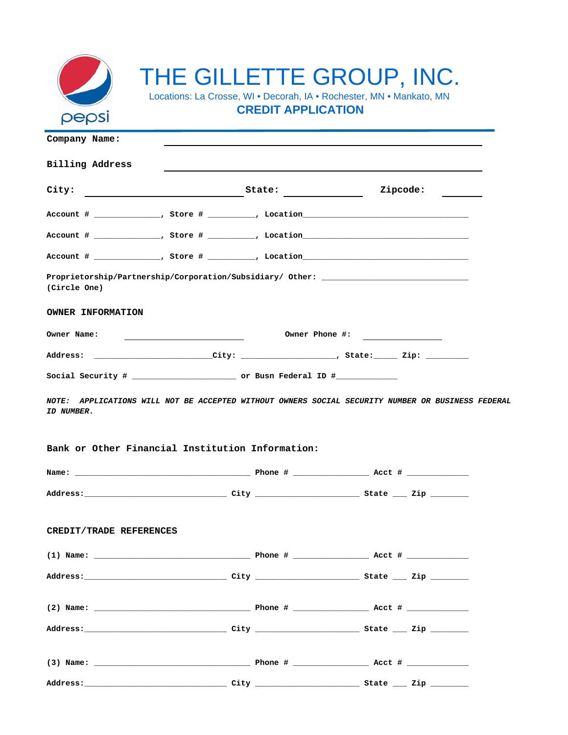pepsi

# THE GILLETTE GROUP, INC.

Locations: La Crosse, WI • Decorah, IA • Rochester, MN • Mankato, MN

## CREDIT APPLICATION

**Company Name:** ______________________________________________

**Billing Address** ______________________________________________

**City:** ____________________ **State:** __________ **Zipcode:** _____

**Account #** ______________, **Store #** __________, **Location**___________________________________

**Account #** ______________, **Store #** __________, **Location**___________________________________

**Account #** ______________, **Store #** __________, **Location**___________________________________

**Proprietorship/Partnership/Corporation/Subsidiary/ Other:** _______________________________
**(Circle One)**

### OWNER INFORMATION

**Owner Name:** ________________________ **Owner Phone #:** ________________

**Address:** ________________________**City:** ____________________, **State:**_____ **Zip:** _________

**Social Security #** ______________________ **or Busn Federal ID #**_____________

***NOTE: APPLICATIONS WILL NOT BE ACCEPTED WITHOUT OWNERS SOCIAL SECURITY NUMBER OR BUSINESS FEDERAL ID NUMBER.***

### Bank or Other Financial Institution Information:

**Name:** _____________________________________ **Phone #** ________________ **Acct #** _____________

**Address:**______________________________ **City** ______________________ **State** ___ **Zip** ________

### CREDIT/TRADE REFERENCES

**(1) Name:** _________________________________ **Phone #** ________________ **Acct #** _____________

**Address:**______________________________ **City** ______________________ **State** ___ **Zip** ________

**(2) Name:** _________________________________ **Phone #** ________________ **Acct #** _____________

**Address:**______________________________ **City** ______________________ **State** ___ **Zip** ________

**(3) Name:** _________________________________ **Phone #** ________________ **Acct #** _____________

**Address:**______________________________ **City** ______________________ **State** ___ **Zip** ________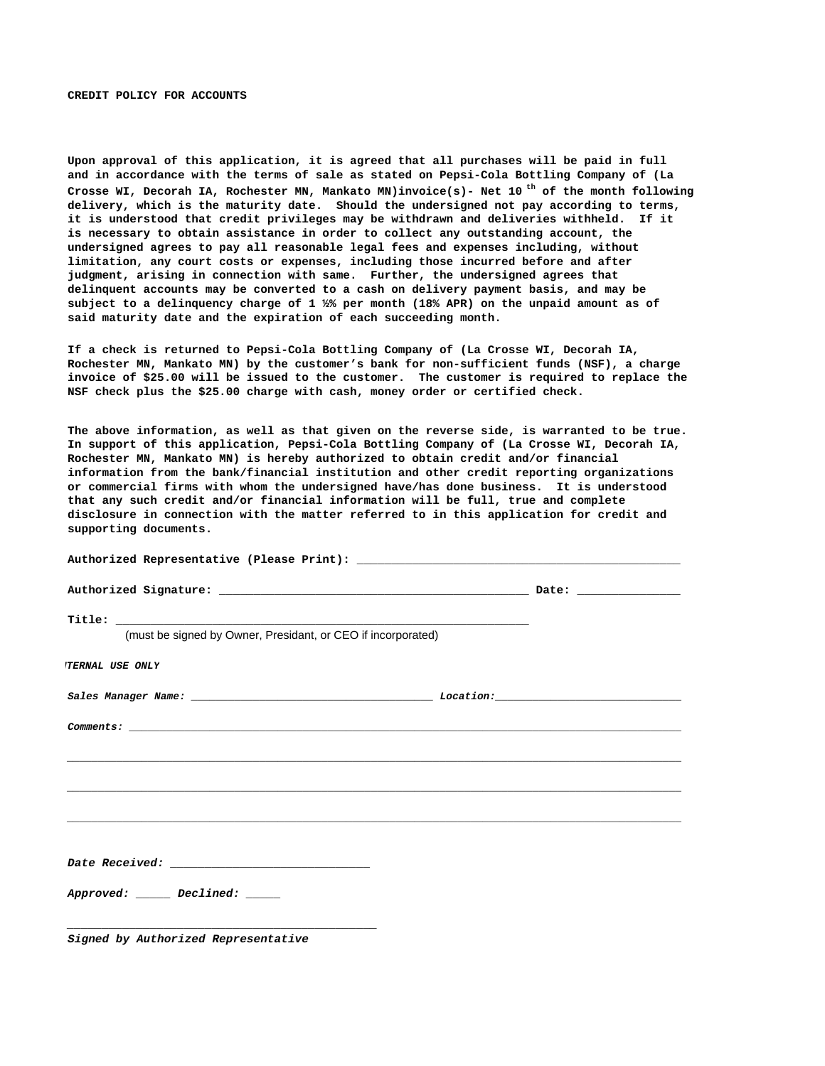**CREDIT POLICY FOR ACCOUNTS**

**Upon approval of this application, it is agreed that all purchases will be paid in full and in accordance with the terms of sale as stated on Pepsi-Cola Bottling Company of (La Crosse WI, Decorah IA, Rochester MN, Mankato MN)invoice(s)- Net 10 th of the month following delivery, which is the maturity date. Should the undersigned not pay according to terms, it is understood that credit privileges may be withdrawn and deliveries withheld. If it is necessary to obtain assistance in order to collect any outstanding account, the undersigned agrees to pay all reasonable legal fees and expenses including, without limitation, any court costs or expenses, including those incurred before and after judgment, arising in connection with same. Further, the undersigned agrees that delinquent accounts may be converted to a cash on delivery payment basis, and may be subject to a delinquency charge of 1 ½% per month (18% APR) on the unpaid amount as of said maturity date and the expiration of each succeeding month.**

**If a check is returned to Pepsi-Cola Bottling Company of (La Crosse WI, Decorah IA, Rochester MN, Mankato MN) by the customer's bank for non-sufficient funds (NSF), a charge invoice of $25.00 will be issued to the customer. The customer is required to replace the NSF check plus the $25.00 charge with cash, money order or certified check.**

**The above information, as well as that given on the reverse side, is warranted to be true. In support of this application, Pepsi-Cola Bottling Company of (La Crosse WI, Decorah IA, Rochester MN, Mankato MN) is hereby authorized to obtain credit and/or financial information from the bank/financial institution and other credit reporting organizations or commercial firms with whom the undersigned have/has done business. It is understood that any such credit and/or financial information will be full, true and complete disclosure in connection with the matter referred to in this application for credit and supporting documents.**

**Authorized Representative (Please Print):** ________________________________________________

**Authorized Signature:** ______________________________________________ **Date:** _______________

**Title:** ______________________________________________________________

(must be signed by Owner, Presidant, or CEO if incorporated)

***INTERNAL USE ONLY***

***Sales Manager Name:*** ____________________________________ ***Location:***____________________________

***Comments:*** _____________________________________________________________________________________

_____________________________________________________________________________________________

_____________________________________________________________________________________________

_____________________________________________________________________________________________

***Date Received:*** ______________________________

***Approved:*** _____ ***Declined:*** _____

______________________________________________

***Signed by Authorized Representative***